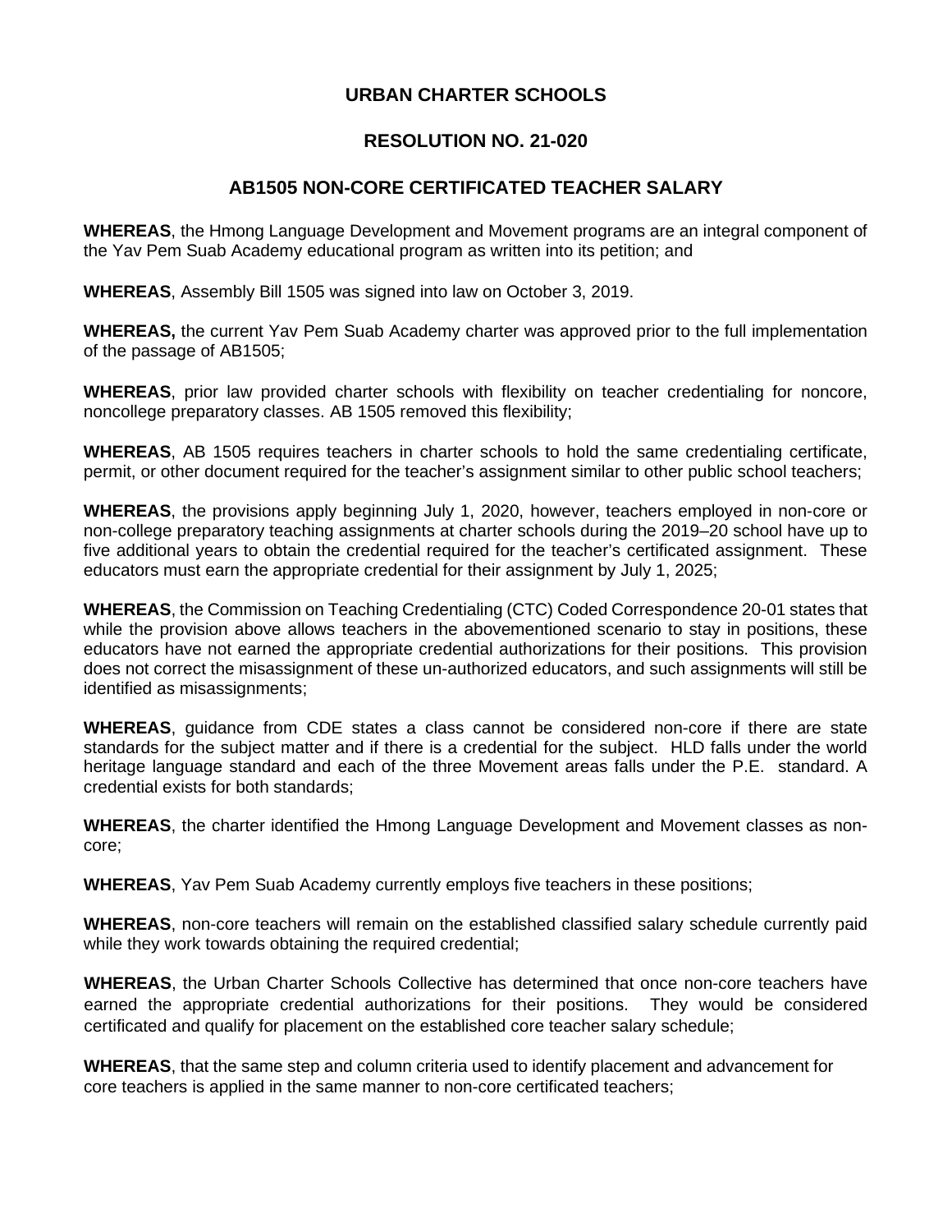# URBAN CHARTER SCHOOLS

## RESOLUTION NO. 21-020

## AB1505 NON-CORE CERTIFICATED TEACHER SALARY

**WHEREAS**, the Hmong Language Development and Movement programs are an integral component of the Yav Pem Suab Academy educational program as written into its petition; and

**WHEREAS**, Assembly Bill 1505 was signed into law on October 3, 2019.

**WHEREAS,** the current Yav Pem Suab Academy charter was approved prior to the full implementation of the passage of AB1505;

**WHEREAS**, prior law provided charter schools with flexibility on teacher credentialing for noncore, noncollege preparatory classes. AB 1505 removed this flexibility;

**WHEREAS**, AB 1505 requires teachers in charter schools to hold the same credentialing certificate, permit, or other document required for the teacher's assignment similar to other public school teachers;

**WHEREAS**, the provisions apply beginning July 1, 2020, however, teachers employed in non-core or non-college preparatory teaching assignments at charter schools during the 2019–20 school have up to five additional years to obtain the credential required for the teacher's certificated assignment. These educators must earn the appropriate credential for their assignment by July 1, 2025;

**WHEREAS**, the Commission on Teaching Credentialing (CTC) Coded Correspondence 20-01 states that while the provision above allows teachers in the abovementioned scenario to stay in positions, these educators have not earned the appropriate credential authorizations for their positions. This provision does not correct the misassignment of these un-authorized educators, and such assignments will still be identified as misassignments;

**WHEREAS**, guidance from CDE states a class cannot be considered non-core if there are state standards for the subject matter and if there is a credential for the subject. HLD falls under the world heritage language standard and each of the three Movement areas falls under the P.E. standard. A credential exists for both standards;

**WHEREAS**, the charter identified the Hmong Language Development and Movement classes as non-core;

**WHEREAS**, Yav Pem Suab Academy currently employs five teachers in these positions;

**WHEREAS**, non-core teachers will remain on the established classified salary schedule currently paid while they work towards obtaining the required credential;

**WHEREAS**, the Urban Charter Schools Collective has determined that once non-core teachers have earned the appropriate credential authorizations for their positions. They would be considered certificated and qualify for placement on the established core teacher salary schedule;

**WHEREAS**, that the same step and column criteria used to identify placement and advancement for core teachers is applied in the same manner to non-core certificated teachers;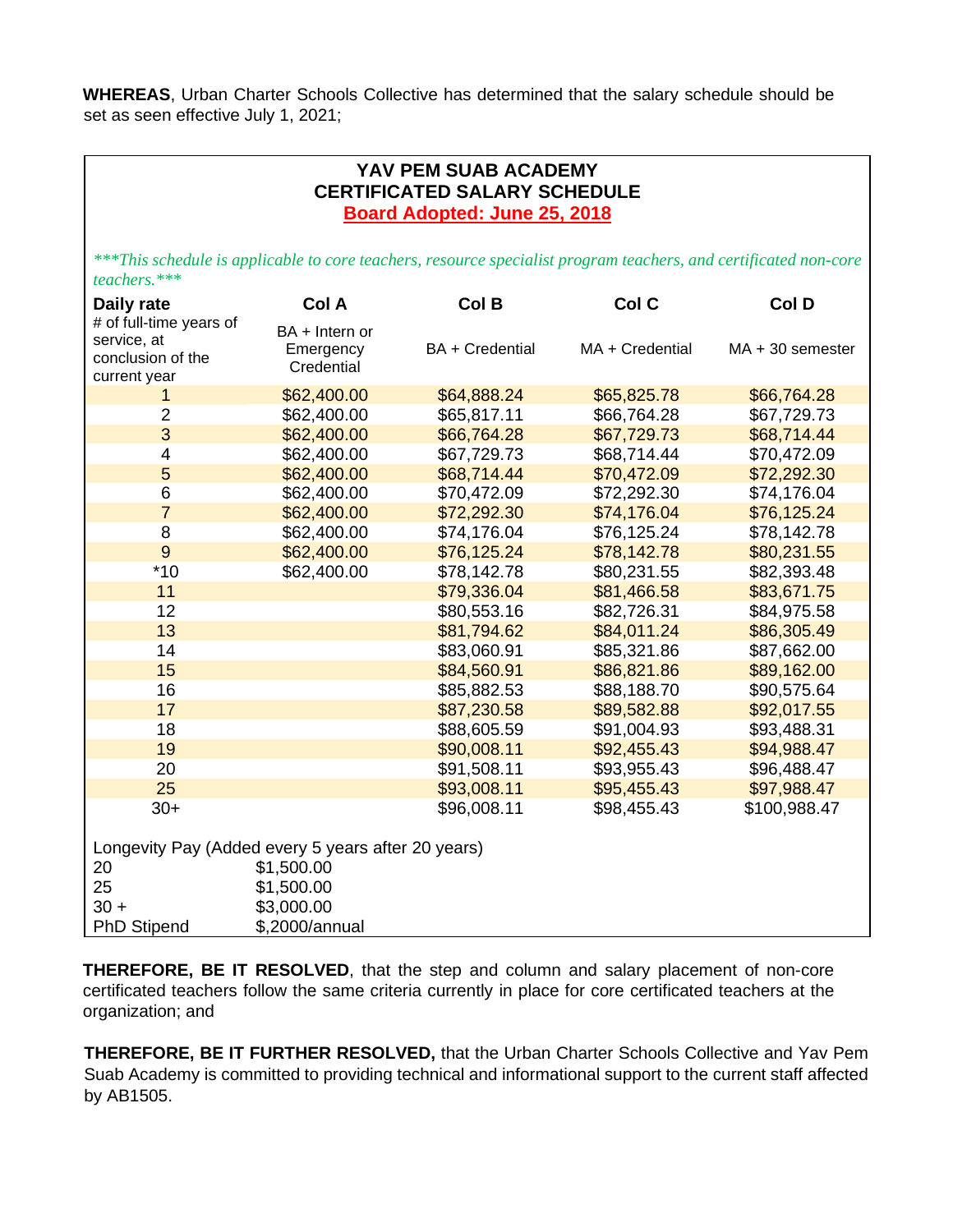**WHEREAS**, Urban Charter Schools Collective has determined that the salary schedule should be set as seen effective July 1, 2021;

**YAV PEM SUAB ACADEMY**
**CERTIFICATED SALARY SCHEDULE**
**Board Adopted: June 25, 2018**

****This schedule is applicable to core teachers, resource specialist program teachers, and certificated non-core teachers.****

| **Daily rate**<br># of full-time years of service, at conclusion of the current year | **Col A**<br>BA + Intern or Emergency Credential | **Col B**<br>BA + Credential | **Col C**<br>MA + Credential | **Col D**<br>MA + 30 semester |
|---|---|---|---|---|
| 1 | $62,400.00 | $64,888.24 | $65,825.78 | $66,764.28 |
| 2 | $62,400.00 | $65,817.11 | $66,764.28 | $67,729.73 |
| 3 | $62,400.00 | $66,764.28 | $67,729.73 | $68,714.44 |
| 4 | $62,400.00 | $67,729.73 | $68,714.44 | $70,472.09 |
| 5 | $62,400.00 | $68,714.44 | $70,472.09 | $72,292.30 |
| 6 | $62,400.00 | $70,472.09 | $72,292.30 | $74,176.04 |
| 7 | $62,400.00 | $72,292.30 | $74,176.04 | $76,125.24 |
| 8 | $62,400.00 | $74,176.04 | $76,125.24 | $78,142.78 |
| 9 | $62,400.00 | $76,125.24 | $78,142.78 | $80,231.55 |
| *10 | $62,400.00 | $78,142.78 | $80,231.55 | $82,393.48 |
| 11 | | $79,336.04 | $81,466.58 | $83,671.75 |
| 12 | | $80,553.16 | $82,726.31 | $84,975.58 |
| 13 | | $81,794.62 | $84,011.24 | $86,305.49 |
| 14 | | $83,060.91 | $85,321.86 | $87,662.00 |
| 15 | | $84,560.91 | $86,821.86 | $89,162.00 |
| 16 | | $85,882.53 | $88,188.70 | $90,575.64 |
| 17 | | $87,230.58 | $89,582.88 | $92,017.55 |
| 18 | | $88,605.59 | $91,004.93 | $93,488.31 |
| 19 | | $90,008.11 | $92,455.43 | $94,988.47 |
| 20 | | $91,508.11 | $93,955.43 | $96,488.47 |
| 25 | | $93,008.11 | $95,455.43 | $97,988.47 |
| 30+ | | $96,008.11 | $98,455.43 | $100,988.47 |

Longevity Pay (Added every 5 years after 20 years)

| | |
|---|---|
| 20 | $1,500.00 |
| 25 | $1,500.00 |
| 30 + | $3,000.00 |
| PhD Stipend | $,2000/annual |

**THEREFORE, BE IT RESOLVED**, that the step and column and salary placement of non-core certificated teachers follow the same criteria currently in place for core certificated teachers at the organization; and

**THEREFORE, BE IT FURTHER RESOLVED,** that the Urban Charter Schools Collective and Yav Pem Suab Academy is committed to providing technical and informational support to the current staff affected by AB1505.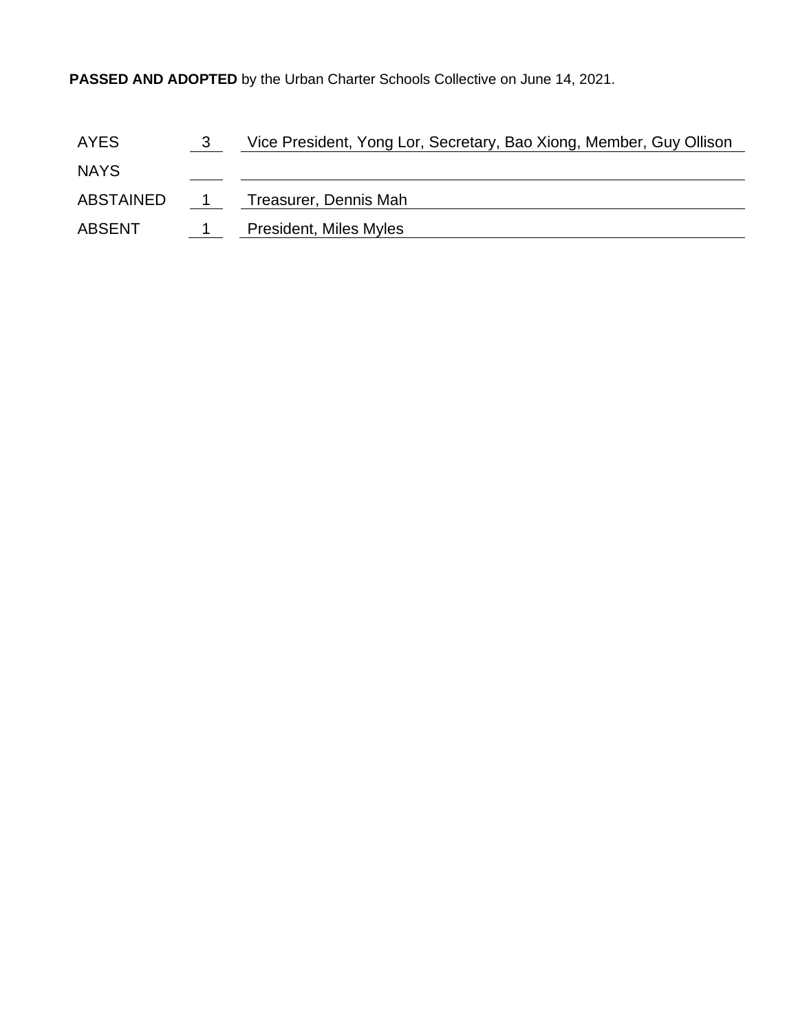**PASSED AND ADOPTED** by the Urban Charter Schools Collective on June 14, 2021.

| | | |
|---|---|---|
| AYES | 3 | Vice President, Yong Lor, Secretary, Bao Xiong, Member, Guy Ollison |
| NAYS | | |
| ABSTAINED | 1 | Treasurer, Dennis Mah |
| ABSENT | 1 | President, Miles Myles |